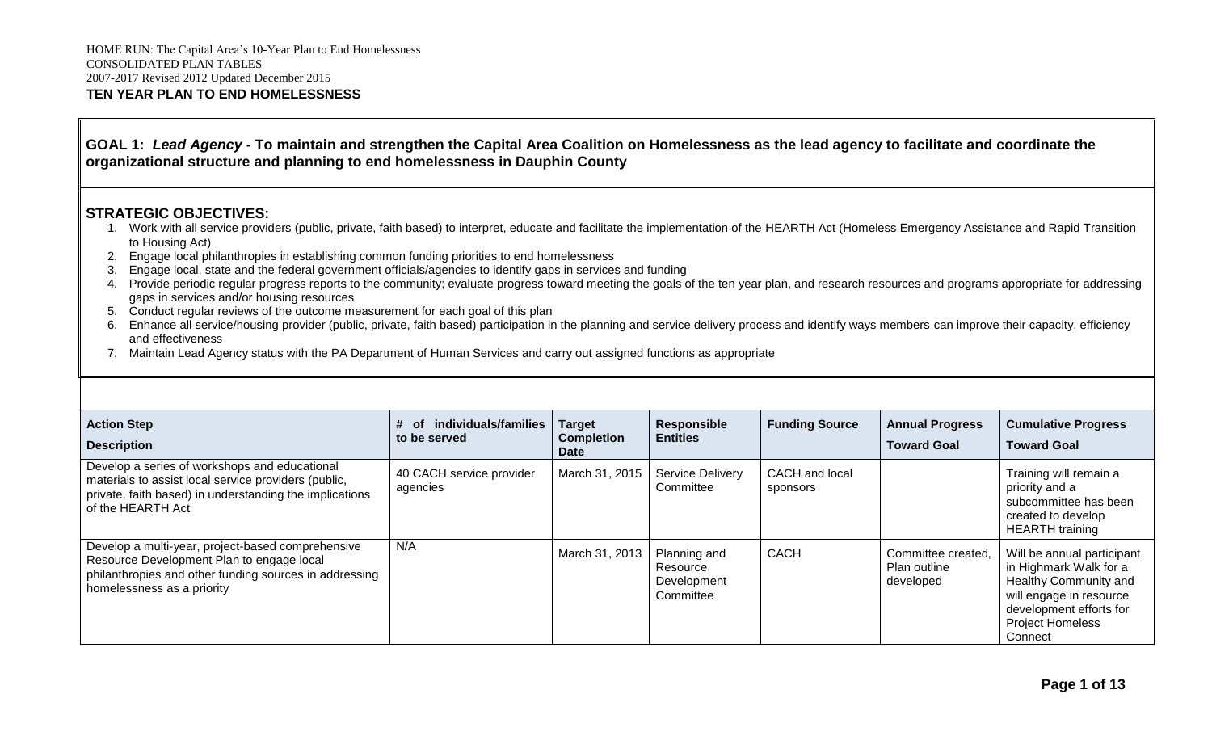HOME RUN: The Capital Area's 10-Year Plan to End Homelessness
CONSOLIDATED PLAN TABLES
2007-2017 Revised 2012 Updated December 2015

**TEN YEAR PLAN TO END HOMELESSNESS**

## GOAL 1: *Lead Agency* - To maintain and strengthen the Capital Area Coalition on Homelessness as the lead agency to facilitate and coordinate the organizational structure and planning to end homelessness in Dauphin County

### STRATEGIC OBJECTIVES:

1. Work with all service providers (public, private, faith based) to interpret, educate and facilitate the implementation of the HEARTH Act (Homeless Emergency Assistance and Rapid Transition to Housing Act)
2. Engage local philanthropies in establishing common funding priorities to end homelessness
3. Engage local, state and the federal government officials/agencies to identify gaps in services and funding
4. Provide periodic regular progress reports to the community; evaluate progress toward meeting the goals of the ten year plan, and research resources and programs appropriate for addressing gaps in services and/or housing resources
5. Conduct regular reviews of the outcome measurement for each goal of this plan
6. Enhance all service/housing provider (public, private, faith based) participation in the planning and service delivery process and identify ways members can improve their capacity, efficiency and effectiveness
7. Maintain Lead Agency status with the PA Department of Human Services and carry out assigned functions as appropriate

| Action Step Description | # of individuals/families to be served | Target Completion Date | Responsible Entities | Funding Source | Annual Progress Toward Goal | Cumulative Progress Toward Goal |
|---|---|---|---|---|---|---|
| Develop a series of workshops and educational materials to assist local service providers (public, private, faith based) in understanding the implications of the HEARTH Act | 40 CACH service provider agencies | March 31, 2015 | Service Delivery Committee | CACH and local sponsors | | Training will remain a priority and a subcommittee has been created to develop HEARTH training |
| Develop a multi-year, project-based comprehensive Resource Development Plan to engage local philanthropies and other funding sources in addressing homelessness as a priority | N/A | March 31, 2013 | Planning and Resource Development Committee | CACH | Committee created, Plan outline developed | Will be annual participant in Highmark Walk for a Healthy Community and will engage in resource development efforts for Project Homeless Connect |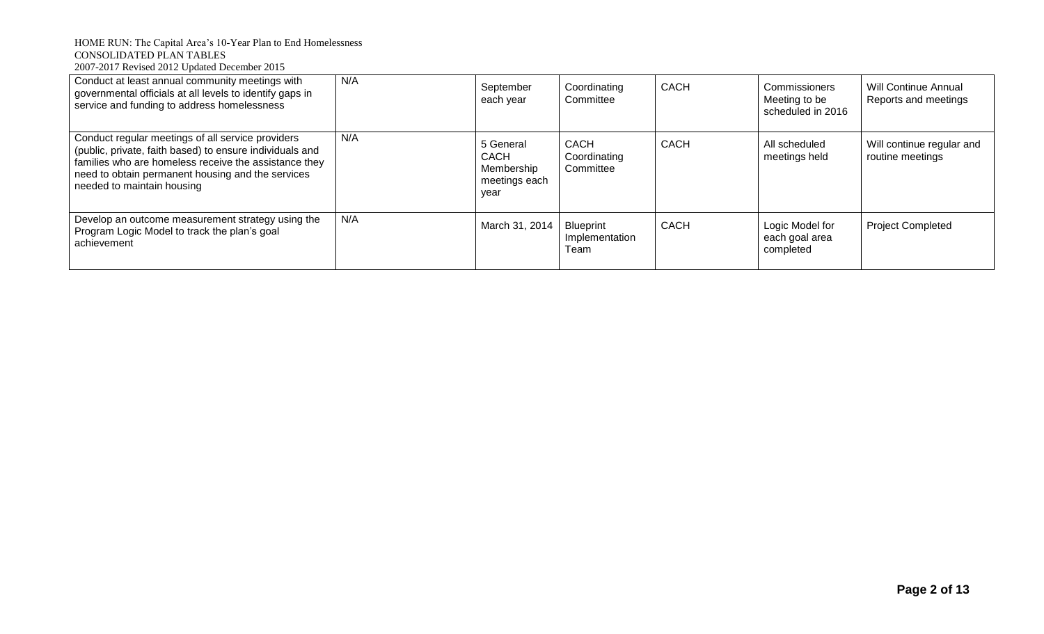| | | | | | | |
|---|---|---|---|---|---|---|
| Conduct at least annual community meetings with governmental officials at all levels to identify gaps in service and funding to address homelessness | N/A | September each year | Coordinating Committee | CACH | Commissioners Meeting to be scheduled in 2016 | Will Continue Annual Reports and meetings |
| Conduct regular meetings of all service providers (public, private, faith based) to ensure individuals and families who are homeless receive the assistance they need to obtain permanent housing and the services needed to maintain housing | N/A | 5 General CACH Membership meetings each year | CACH Coordinating Committee | CACH | All scheduled meetings held | Will continue regular and routine meetings |
| Develop an outcome measurement strategy using the Program Logic Model to track the plan's goal achievement | N/A | March 31, 2014 | Blueprint Implementation Team | CACH | Logic Model for each goal area completed | Project Completed |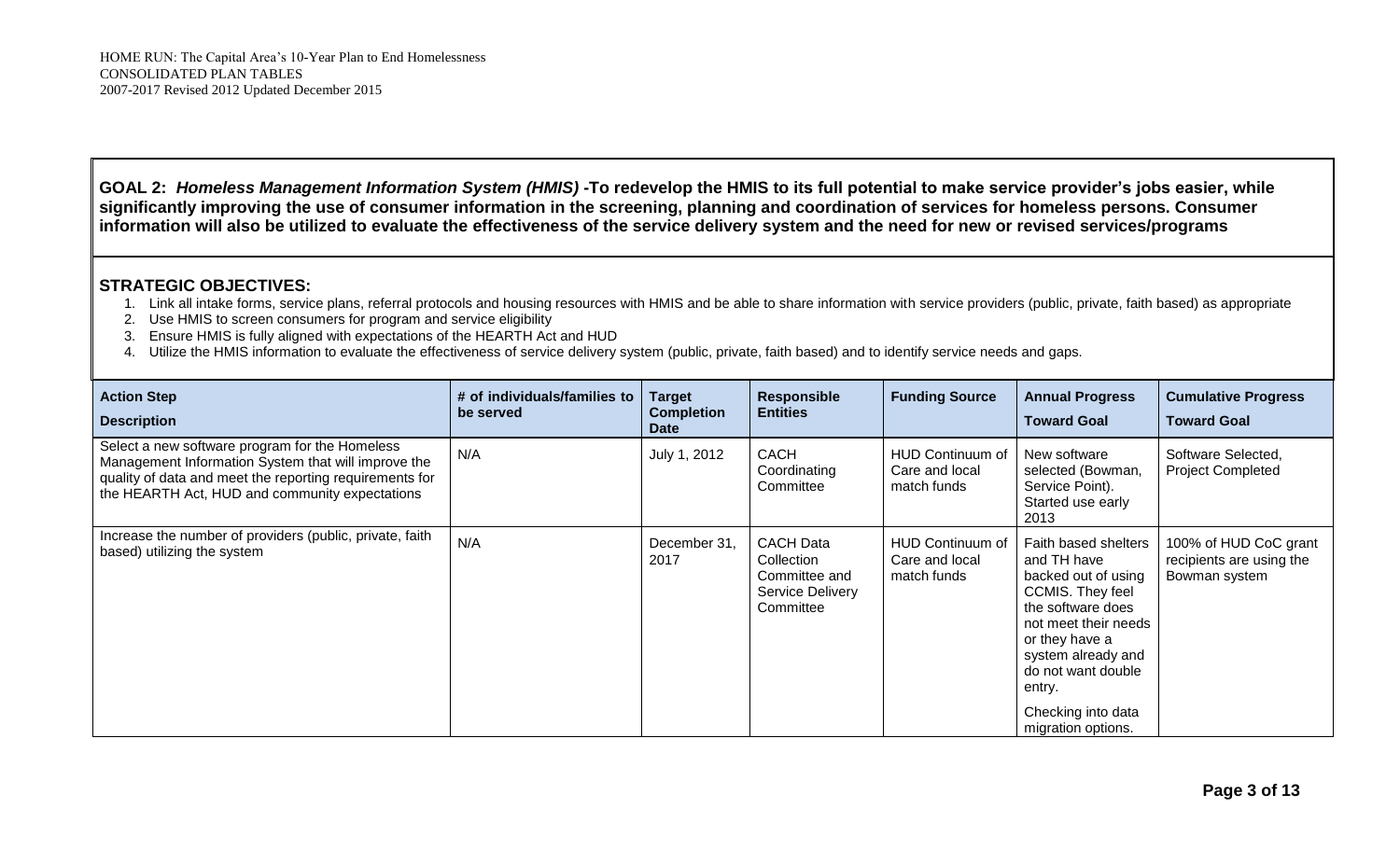**GOAL 2: *Homeless Management Information System (HMIS)* -To redevelop the HMIS to its full potential to make service provider's jobs easier, while significantly improving the use of consumer information in the screening, planning and coordination of services for homeless persons. Consumer information will also be utilized to evaluate the effectiveness of the service delivery system and the need for new or revised services/programs**

## STRATEGIC OBJECTIVES:

1. Link all intake forms, service plans, referral protocols and housing resources with HMIS and be able to share information with service providers (public, private, faith based) as appropriate
2. Use HMIS to screen consumers for program and service eligibility
3. Ensure HMIS is fully aligned with expectations of the HEARTH Act and HUD
4. Utilize the HMIS information to evaluate the effectiveness of service delivery system (public, private, faith based) and to identify service needs and gaps.

| Action Step Description | # of individuals/families to be served | Target Completion Date | Responsible Entities | Funding Source | Annual Progress Toward Goal | Cumulative Progress Toward Goal |
|---|---|---|---|---|---|---|
| Select a new software program for the Homeless Management Information System that will improve the quality of data and meet the reporting requirements for the HEARTH Act, HUD and community expectations | N/A | July 1, 2012 | CACH Coordinating Committee | HUD Continuum of Care and local match funds | New software selected (Bowman, Service Point). Started use early 2013 | Software Selected, Project Completed |
| Increase the number of providers (public, private, faith based) utilizing the system | N/A | December 31, 2017 | CACH Data Collection Committee and Service Delivery Committee | HUD Continuum of Care and local match funds | Faith based shelters and TH have backed out of using CCMIS. They feel the software does not meet their needs or they have a system already and do not want double entry.<br><br>Checking into data migration options. | 100% of HUD CoC grant recipients are using the Bowman system |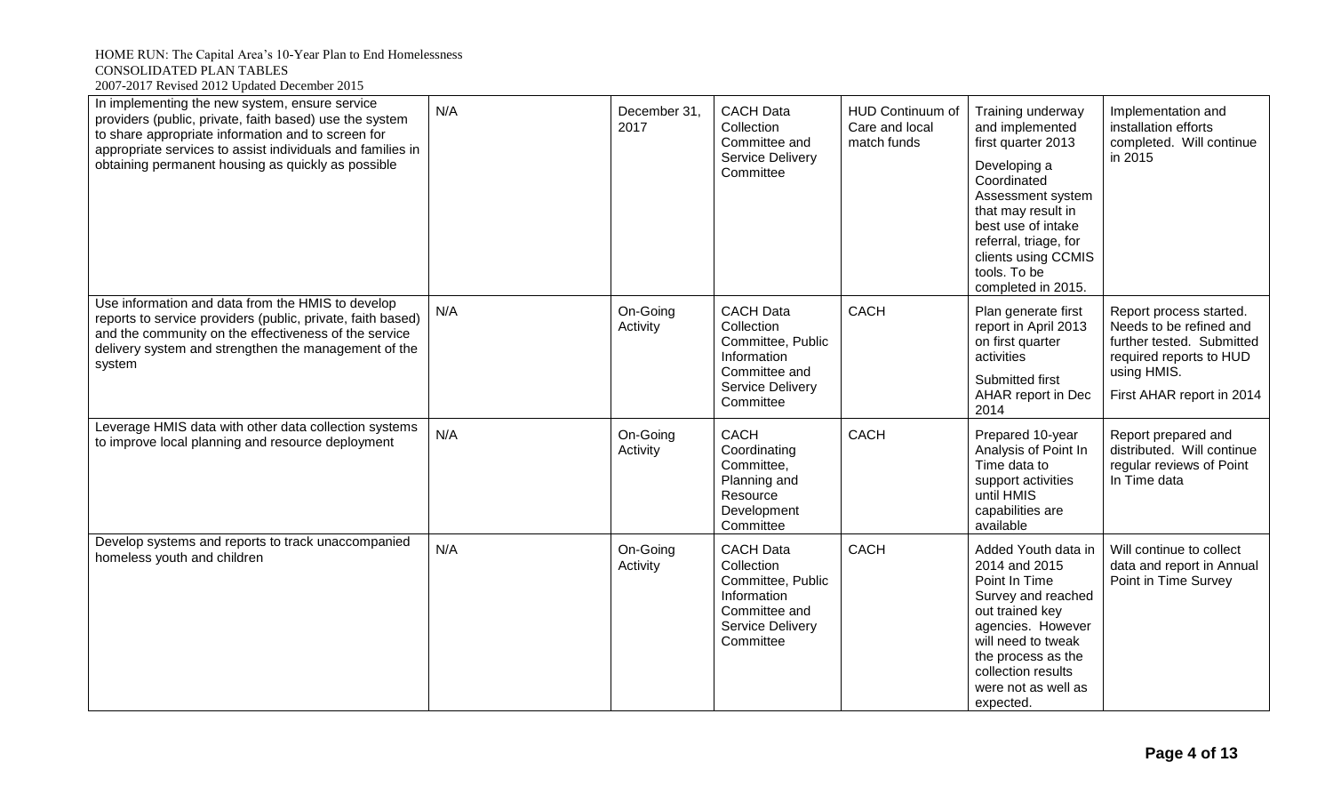| | | | | | | |
|---|---|---|---|---|---|---|
| In implementing the new system, ensure service providers (public, private, faith based) use the system to share appropriate information and to screen for appropriate services to assist individuals and families in obtaining permanent housing as quickly as possible | N/A | December 31, 2017 | CACH Data Collection Committee and Service Delivery Committee | HUD Continuum of Care and local match funds | Training underway and implemented first quarter 2013<br><br>Developing a Coordinated Assessment system that may result in best use of intake referral, triage, for clients using CCMIS tools. To be completed in 2015. | Implementation and installation efforts completed. Will continue in 2015 |
| Use information and data from the HMIS to develop reports to service providers (public, private, faith based) and the community on the effectiveness of the service delivery system and strengthen the management of the system | N/A | On-Going Activity | CACH Data Collection Committee, Public Information Committee and Service Delivery Committee | CACH | Plan generate first report in April 2013 on first quarter activities<br><br>Submitted first AHAR report in Dec 2014 | Report process started. Needs to be refined and further tested. Submitted required reports to HUD using HMIS.<br><br>First AHAR report in 2014 |
| Leverage HMIS data with other data collection systems to improve local planning and resource deployment | N/A | On-Going Activity | CACH Coordinating Committee, Planning and Resource Development Committee | CACH | Prepared 10-year Analysis of Point In Time data to support activities until HMIS capabilities are available | Report prepared and distributed. Will continue regular reviews of Point In Time data |
| Develop systems and reports to track unaccompanied homeless youth and children | N/A | On-Going Activity | CACH Data Collection Committee, Public Information Committee and Service Delivery Committee | CACH | Added Youth data in 2014 and 2015 Point In Time Survey and reached out trained key agencies. However will need to tweak the process as the collection results were not as well as expected. | Will continue to collect data and report in Annual Point in Time Survey |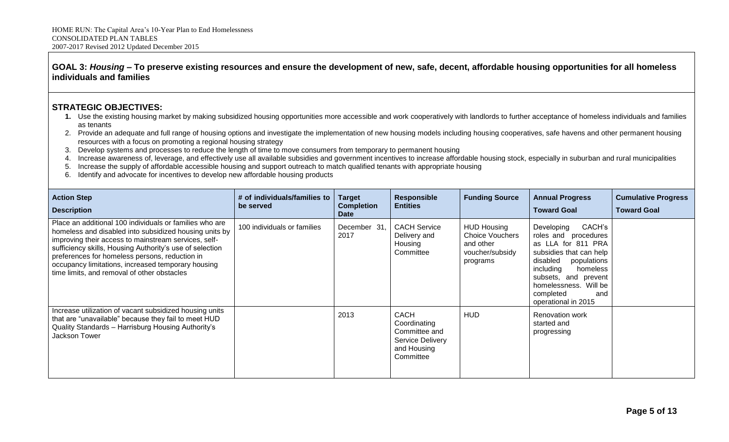**GOAL 3: *Housing* – To preserve existing resources and ensure the development of new, safe, decent, affordable housing opportunities for all homeless individuals and families**

**STRATEGIC OBJECTIVES:**

1. Use the existing housing market by making subsidized housing opportunities more accessible and work cooperatively with landlords to further acceptance of homeless individuals and families as tenants
2. Provide an adequate and full range of housing options and investigate the implementation of new housing models including housing cooperatives, safe havens and other permanent housing resources with a focus on promoting a regional housing strategy
3. Develop systems and processes to reduce the length of time to move consumers from temporary to permanent housing
4. Increase awareness of, leverage, and effectively use all available subsidies and government incentives to increase affordable housing stock, especially in suburban and rural municipalities
5. Increase the supply of affordable accessible housing and support outreach to match qualified tenants with appropriate housing
6. Identify and advocate for incentives to develop new affordable housing products

| Action Step Description | # of individuals/families to be served | Target Completion Date | Responsible Entities | Funding Source | Annual Progress Toward Goal | Cumulative Progress Toward Goal |
|---|---|---|---|---|---|---|
| Place an additional 100 individuals or families who are homeless and disabled into subsidized housing units by improving their access to mainstream services, self-sufficiency skills, Housing Authority's use of selection preferences for homeless persons, reduction in occupancy limitations, increased temporary housing time limits, and removal of other obstacles | 100 individuals or families | December 31, 2017 | CACH Service Delivery and Housing Committee | HUD Housing Choice Vouchers and other voucher/subsidy programs | Developing CACH's roles and procedures as LLA for 811 PRA subsidies that can help disabled populations including homeless subsets, and prevent homelessness. Will be completed and operational in 2015 | |
| Increase utilization of vacant subsidized housing units that are "unavailable" because they fail to meet HUD Quality Standards – Harrisburg Housing Authority's Jackson Tower | | 2013 | CACH Coordinating Committee and Service Delivery and Housing Committee | HUD | Renovation work started and progressing | |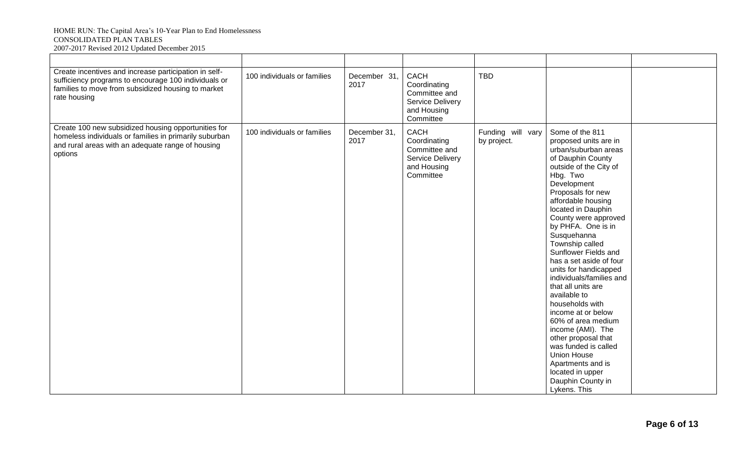| | | | | | | |
|---|---|---|---|---|---|---|
| Create incentives and increase participation in self-sufficiency programs to encourage 100 individuals or families to move from subsidized housing to market rate housing | 100 individuals or families | December 31, 2017 | CACH Coordinating Committee and Service Delivery and Housing Committee | TBD | | |
| Create 100 new subsidized housing opportunities for homeless individuals or families in primarily suburban and rural areas with an adequate range of housing options | 100 individuals or families | December 31, 2017 | CACH Coordinating Committee and Service Delivery and Housing Committee | Funding will vary by project. | Some of the 811 proposed units are in urban/suburban areas of Dauphin County outside of the City of Hbg. Two Development Proposals for new affordable housing located in Dauphin County were approved by PHFA. One is in Susquehanna Township called Sunflower Fields and has a set aside of four units for handicapped individuals/families and that all units are available to households with income at or below 60% of area medium income (AMI). The other proposal that was funded is called Union House Apartments and is located in upper Dauphin County in Lykens. This | |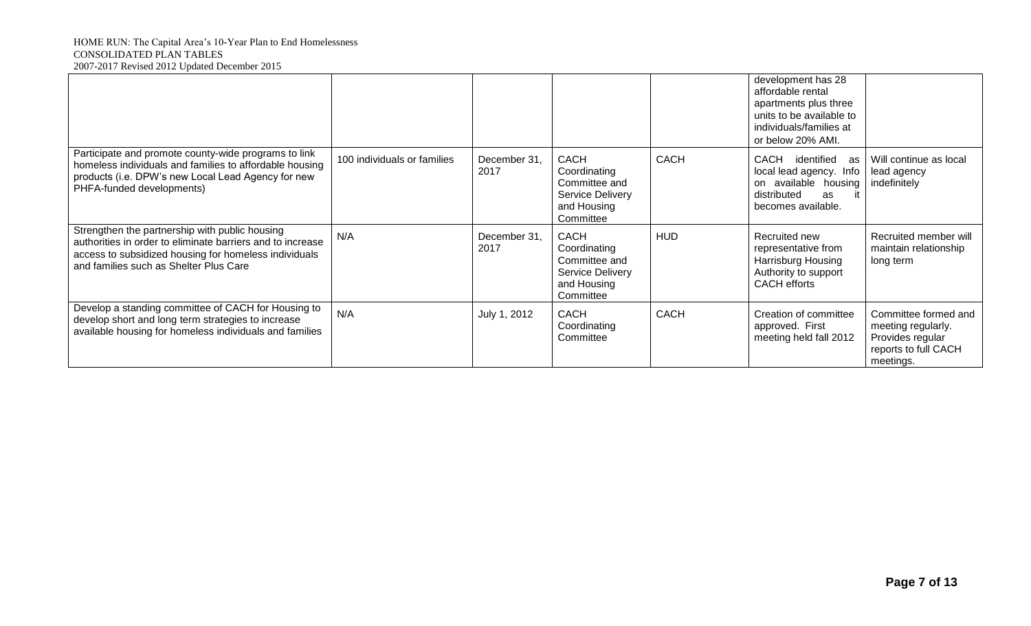| | | | | | | |
|---|---|---|---|---|---|---|
| | | | | | development has 28 affordable rental apartments plus three units to be available to individuals/families at or below 20% AMI. | |
| Participate and promote county-wide programs to link homeless individuals and families to affordable housing products (i.e. DPW's new Local Lead Agency for new PHFA-funded developments) | 100 individuals or families | December 31, 2017 | CACH Coordinating Committee and Service Delivery and Housing Committee | CACH | CACH identified as local lead agency. Info on available housing distributed as it becomes available. | Will continue as local lead agency indefinitely |
| Strengthen the partnership with public housing authorities in order to eliminate barriers and to increase access to subsidized housing for homeless individuals and families such as Shelter Plus Care | N/A | December 31, 2017 | CACH Coordinating Committee and Service Delivery and Housing Committee | HUD | Recruited new representative from Harrisburg Housing Authority to support CACH efforts | Recruited member will maintain relationship long term |
| Develop a standing committee of CACH for Housing to develop short and long term strategies to increase available housing for homeless individuals and families | N/A | July 1, 2012 | CACH Coordinating Committee | CACH | Creation of committee approved. First meeting held fall 2012 | Committee formed and meeting regularly. Provides regular reports to full CACH meetings. |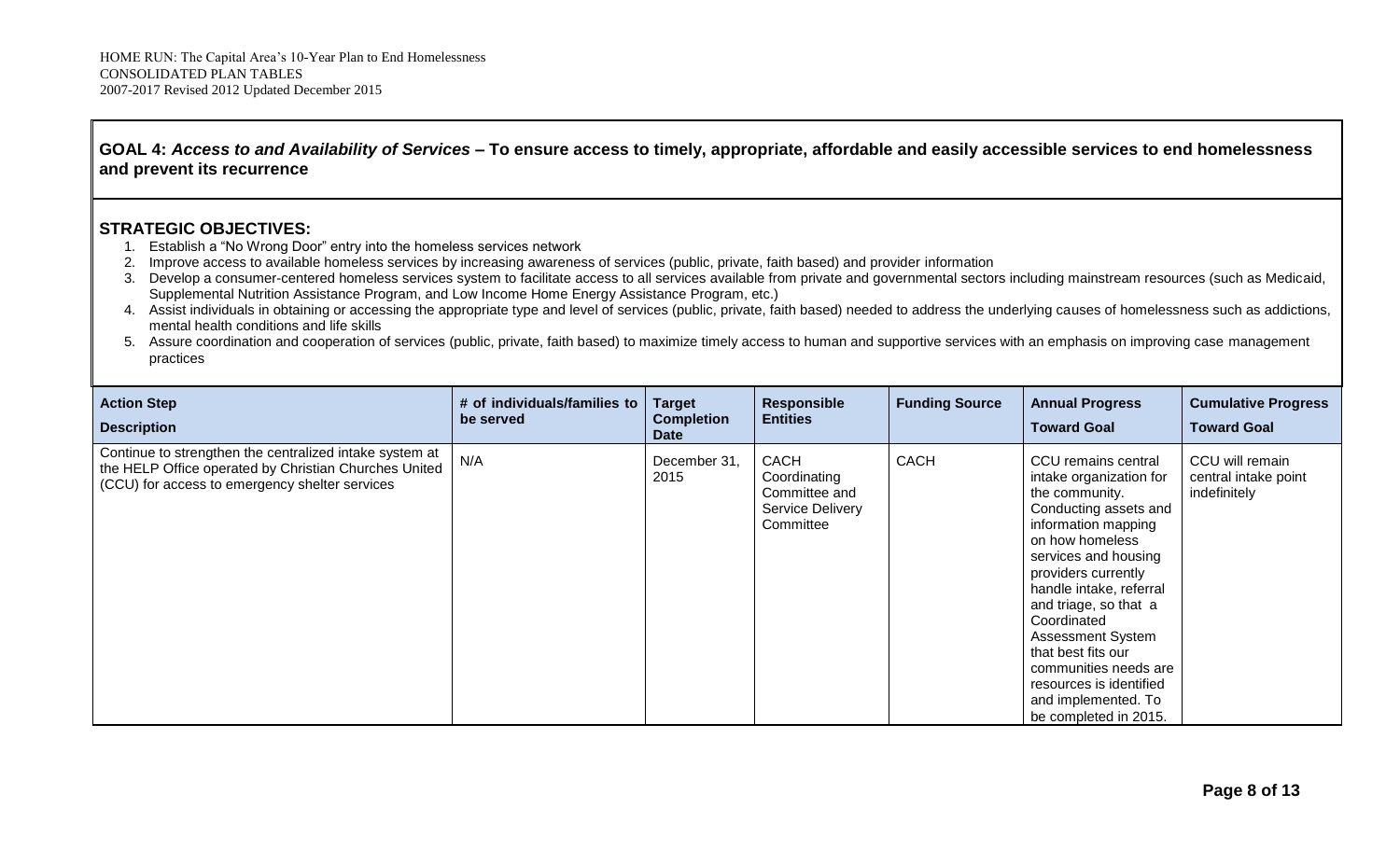**GOAL 4:** ***Access to and Availability of Services*** **– To ensure access to timely, appropriate, affordable and easily accessible services to end homelessness and prevent its recurrence**

**STRATEGIC OBJECTIVES:**

1. Establish a "No Wrong Door" entry into the homeless services network
2. Improve access to available homeless services by increasing awareness of services (public, private, faith based) and provider information
3. Develop a consumer-centered homeless services system to facilitate access to all services available from private and governmental sectors including mainstream resources (such as Medicaid, Supplemental Nutrition Assistance Program, and Low Income Home Energy Assistance Program, etc.)
4. Assist individuals in obtaining or accessing the appropriate type and level of services (public, private, faith based) needed to address the underlying causes of homelessness such as addictions, mental health conditions and life skills
5. Assure coordination and cooperation of services (public, private, faith based) to maximize timely access to human and supportive services with an emphasis on improving case management practices

| Action Step Description | # of individuals/families to be served | Target Completion Date | Responsible Entities | Funding Source | Annual Progress Toward Goal | Cumulative Progress Toward Goal |
|---|---|---|---|---|---|---|
| Continue to strengthen the centralized intake system at the HELP Office operated by Christian Churches United (CCU) for access to emergency shelter services | N/A | December 31, 2015 | CACH Coordinating Committee and Service Delivery Committee | CACH | CCU remains central intake organization for the community. Conducting assets and information mapping on how homeless services and housing providers currently handle intake, referral and triage, so that a Coordinated Assessment System that best fits our communities needs are resources is identified and implemented. To be completed in 2015. | CCU will remain central intake point indefinitely |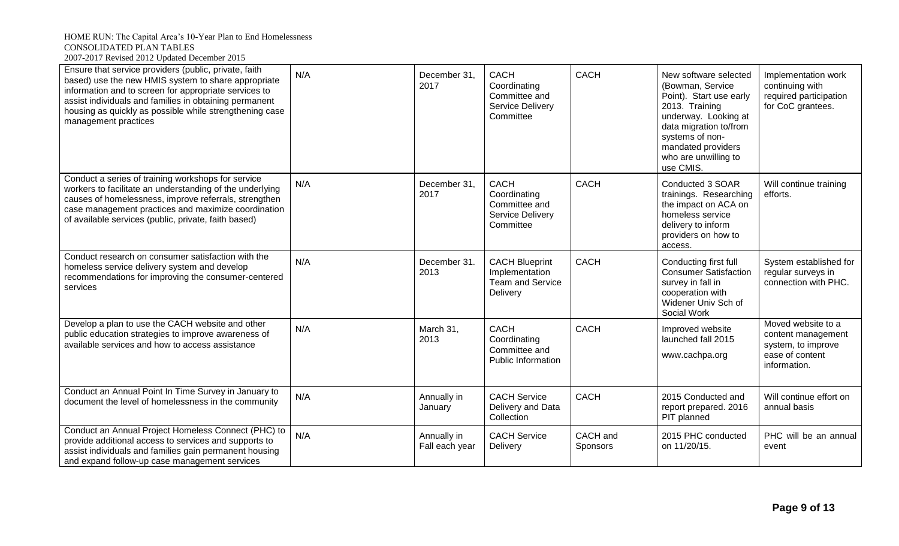HOME RUN: The Capital Area's 10-Year Plan to End Homelessness
CONSOLIDATED PLAN TABLES
2007-2017 Revised 2012 Updated December 2015

| | | | | | | |
|---|---|---|---|---|---|---|
| Ensure that service providers (public, private, faith based) use the new HMIS system to share appropriate information and to screen for appropriate services to assist individuals and families in obtaining permanent housing as quickly as possible while strengthening case management practices | N/A | December 31, 2017 | CACH Coordinating Committee and Service Delivery Committee | CACH | New software selected (Bowman, Service Point). Start use early 2013. Training underway. Looking at data migration to/from systems of non-mandated providers who are unwilling to use CMIS. | Implementation work continuing with required participation for CoC grantees. |
| Conduct a series of training workshops for service workers to facilitate an understanding of the underlying causes of homelessness, improve referrals, strengthen case management practices and maximize coordination of available services (public, private, faith based) | N/A | December 31, 2017 | CACH Coordinating Committee and Service Delivery Committee | CACH | Conducted 3 SOAR trainings. Researching the impact on ACA on homeless service delivery to inform providers on how to access. | Will continue training efforts. |
| Conduct research on consumer satisfaction with the homeless service delivery system and develop recommendations for improving the consumer-centered services | N/A | December 31. 2013 | CACH Blueprint Implementation Team and Service Delivery | CACH | Conducting first full Consumer Satisfaction survey in fall in cooperation with Widener Univ Sch of Social Work | System established for regular surveys in connection with PHC. |
| Develop a plan to use the CACH website and other public education strategies to improve awareness of available services and how to access assistance | N/A | March 31, 2013 | CACH Coordinating Committee and Public Information | CACH | Improved website launched fall 2015 www.cachpa.org | Moved website to a content management system, to improve ease of content information. |
| Conduct an Annual Point In Time Survey in January to document the level of homelessness in the community | N/A | Annually in January | CACH Service Delivery and Data Collection | CACH | 2015 Conducted and report prepared. 2016 PIT planned | Will continue effort on annual basis |
| Conduct an Annual Project Homeless Connect (PHC) to provide additional access to services and supports to assist individuals and families gain permanent housing and expand follow-up case management services | N/A | Annually in Fall each year | CACH Service Delivery | CACH and Sponsors | 2015 PHC conducted on 11/20/15. | PHC will be an annual event |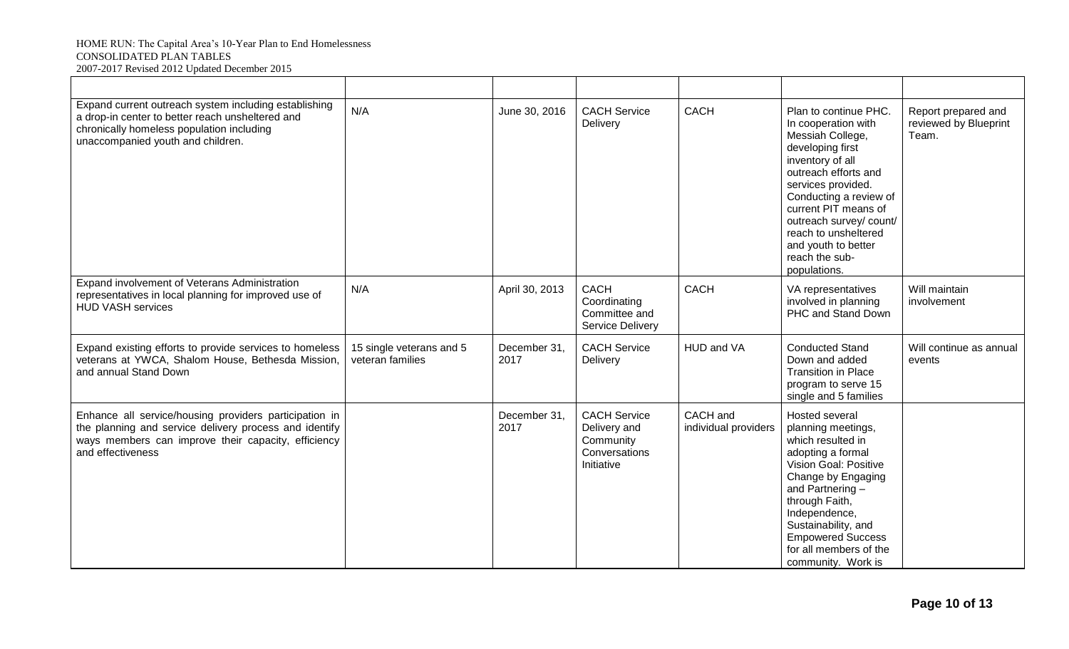| | | | | | | |
|---|---|---|---|---|---|---|
| Expand current outreach system including establishing a drop-in center to better reach unsheltered and chronically homeless population including unaccompanied youth and children. | N/A | June 30, 2016 | CACH Service Delivery | CACH | Plan to continue PHC. In cooperation with Messiah College, developing first inventory of all outreach efforts and services provided. Conducting a review of current PIT means of outreach survey/ count/ reach to unsheltered and youth to better reach the sub-populations. | Report prepared and reviewed by Blueprint Team. |
| Expand involvement of Veterans Administration representatives in local planning for improved use of HUD VASH services | N/A | April 30, 2013 | CACH Coordinating Committee and Service Delivery | CACH | VA representatives involved in planning PHC and Stand Down | Will maintain involvement |
| Expand existing efforts to provide services to homeless veterans at YWCA, Shalom House, Bethesda Mission, and annual Stand Down | 15 single veterans and 5 veteran families | December 31, 2017 | CACH Service Delivery | HUD and VA | Conducted Stand Down and added Transition in Place program to serve 15 single and 5 families | Will continue as annual events |
| Enhance all service/housing providers participation in the planning and service delivery process and identify ways members can improve their capacity, efficiency and effectiveness | | December 31, 2017 | CACH Service Delivery and Community Conversations Initiative | CACH and individual providers | Hosted several planning meetings, which resulted in adopting a formal Vision Goal: Positive Change by Engaging and Partnering – through Faith, Independence, Sustainability, and Empowered Success for all members of the community. Work is | |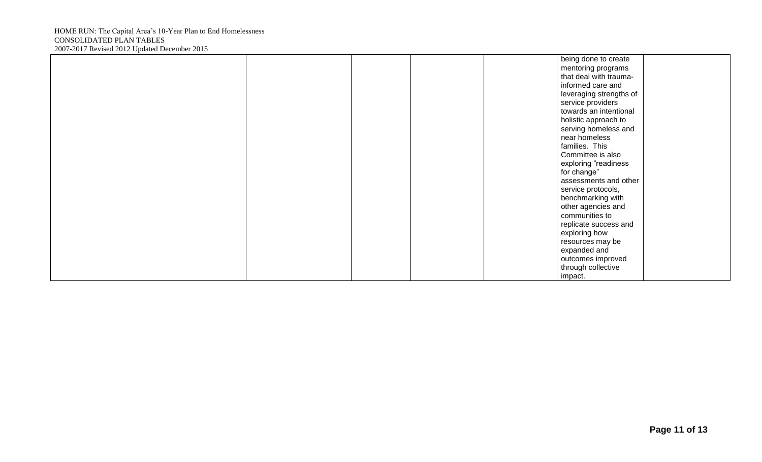| | | | | | | |
|---|---|---|---|---|---|---|
| | | | | | being done to create mentoring programs that deal with trauma-informed care and leveraging strengths of service providers towards an intentional holistic approach to serving homeless and near homeless families. This Committee is also exploring "readiness for change" assessments and other service protocols, benchmarking with other agencies and communities to replicate success and exploring how resources may be expanded and outcomes improved through collective impact. | |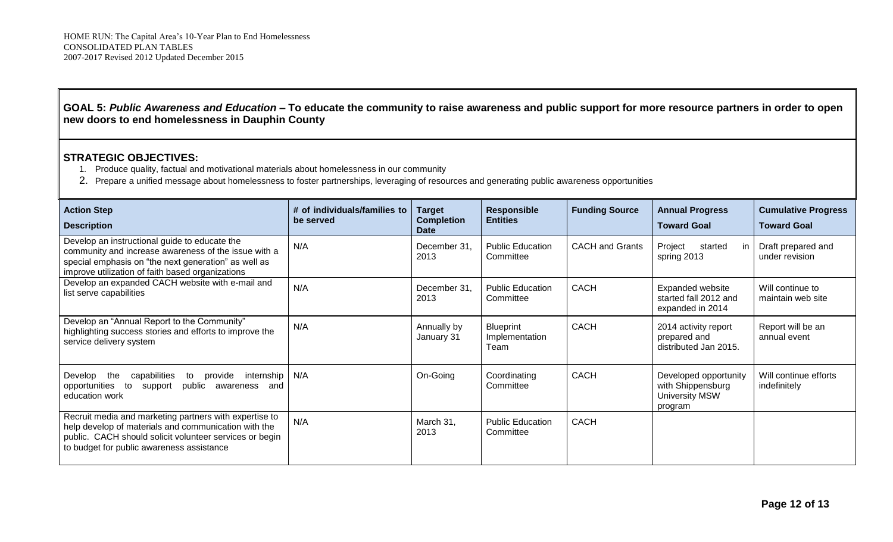**GOAL 5: *Public Awareness and Education* – To educate the community to raise awareness and public support for more resource partners in order to open new doors to end homelessness in Dauphin County**

**STRATEGIC OBJECTIVES:**

1. Produce quality, factual and motivational materials about homelessness in our community
2. Prepare a unified message about homelessness to foster partnerships, leveraging of resources and generating public awareness opportunities

| Action Step<br>Description | # of individuals/families to be served | Target Completion Date | Responsible Entities | Funding Source | Annual Progress<br>Toward Goal | Cumulative Progress<br>Toward Goal |
|---|---|---|---|---|---|---|
| Develop an instructional guide to educate the community and increase awareness of the issue with a special emphasis on "the next generation" as well as improve utilization of faith based organizations | N/A | December 31, 2013 | Public Education Committee | CACH and Grants | Project started in spring 2013 | Draft prepared and under revision |
| Develop an expanded CACH website with e-mail and list serve capabilities | N/A | December 31, 2013 | Public Education Committee | CACH | Expanded website started fall 2012 and expanded in 2014 | Will continue to maintain web site |
| Develop an "Annual Report to the Community" highlighting success stories and efforts to improve the service delivery system | N/A | Annually by January 31 | Blueprint Implementation Team | CACH | 2014 activity report prepared and distributed Jan 2015. | Report will be an annual event |
| Develop the capabilities to provide internship opportunities to support public awareness and education work | N/A | On-Going | Coordinating Committee | CACH | Developed opportunity with Shippensburg University MSW program | Will continue efforts indefinitely |
| Recruit media and marketing partners with expertise to help develop of materials and communication with the public. CACH should solicit volunteer services or begin to budget for public awareness assistance | N/A | March 31, 2013 | Public Education Committee | CACH | | |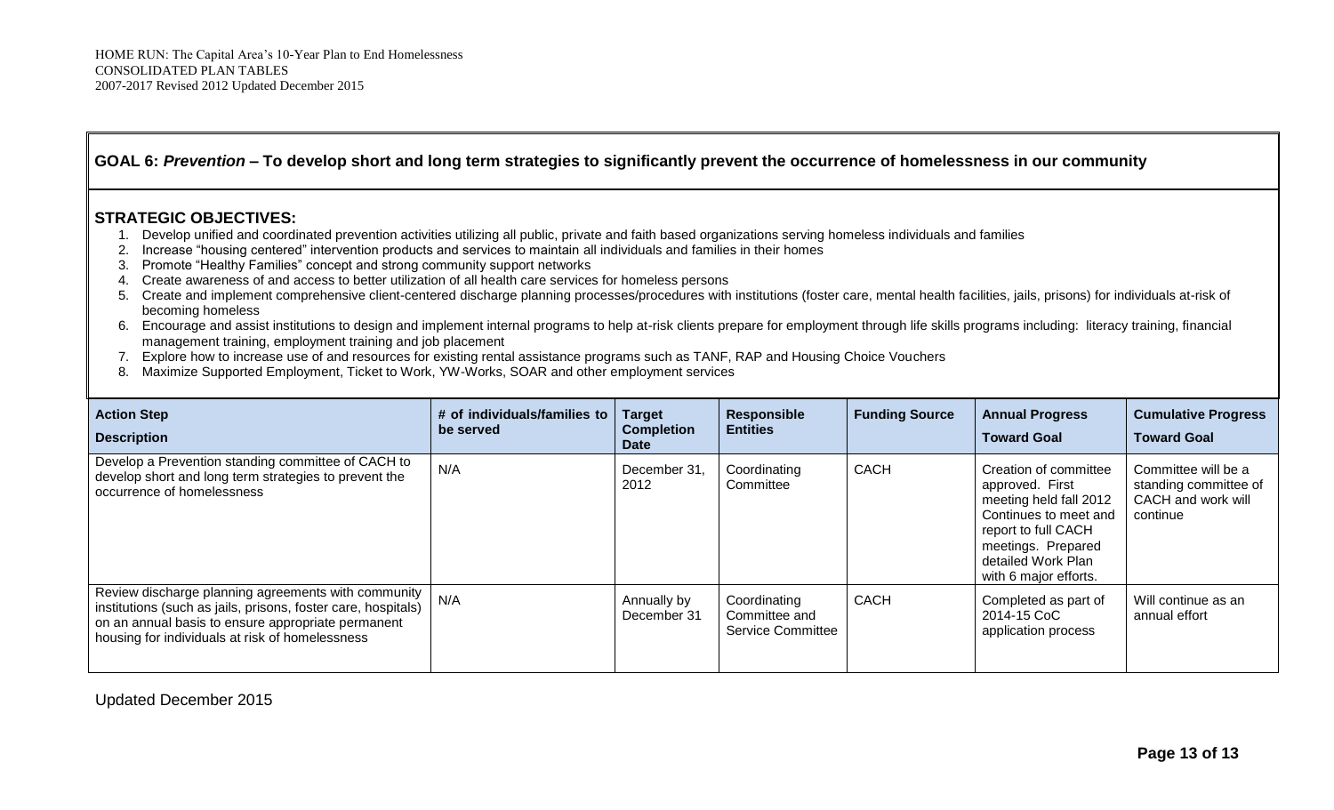## GOAL 6: *Prevention* – To develop short and long term strategies to significantly prevent the occurrence of homelessness in our community

### STRATEGIC OBJECTIVES:

1. Develop unified and coordinated prevention activities utilizing all public, private and faith based organizations serving homeless individuals and families
2. Increase "housing centered" intervention products and services to maintain all individuals and families in their homes
3. Promote "Healthy Families" concept and strong community support networks
4. Create awareness of and access to better utilization of all health care services for homeless persons
5. Create and implement comprehensive client-centered discharge planning processes/procedures with institutions (foster care, mental health facilities, jails, prisons) for individuals at-risk of becoming homeless
6. Encourage and assist institutions to design and implement internal programs to help at-risk clients prepare for employment through life skills programs including: literacy training, financial management training, employment training and job placement
7. Explore how to increase use of and resources for existing rental assistance programs such as TANF, RAP and Housing Choice Vouchers
8. Maximize Supported Employment, Ticket to Work, YW-Works, SOAR and other employment services

| Action Step Description | # of individuals/families to be served | Target Completion Date | Responsible Entities | Funding Source | Annual Progress Toward Goal | Cumulative Progress Toward Goal |
|---|---|---|---|---|---|---|
| Develop a Prevention standing committee of CACH to develop short and long term strategies to prevent the occurrence of homelessness | N/A | December 31, 2012 | Coordinating Committee | CACH | Creation of committee approved. First meeting held fall 2012 Continues to meet and report to full CACH meetings. Prepared detailed Work Plan with 6 major efforts. | Committee will be a standing committee of CACH and work will continue |
| Review discharge planning agreements with community institutions (such as jails, prisons, foster care, hospitals) on an annual basis to ensure appropriate permanent housing for individuals at risk of homelessness | N/A | Annually by December 31 | Coordinating Committee and Service Committee | CACH | Completed as part of 2014-15 CoC application process | Will continue as an annual effort |